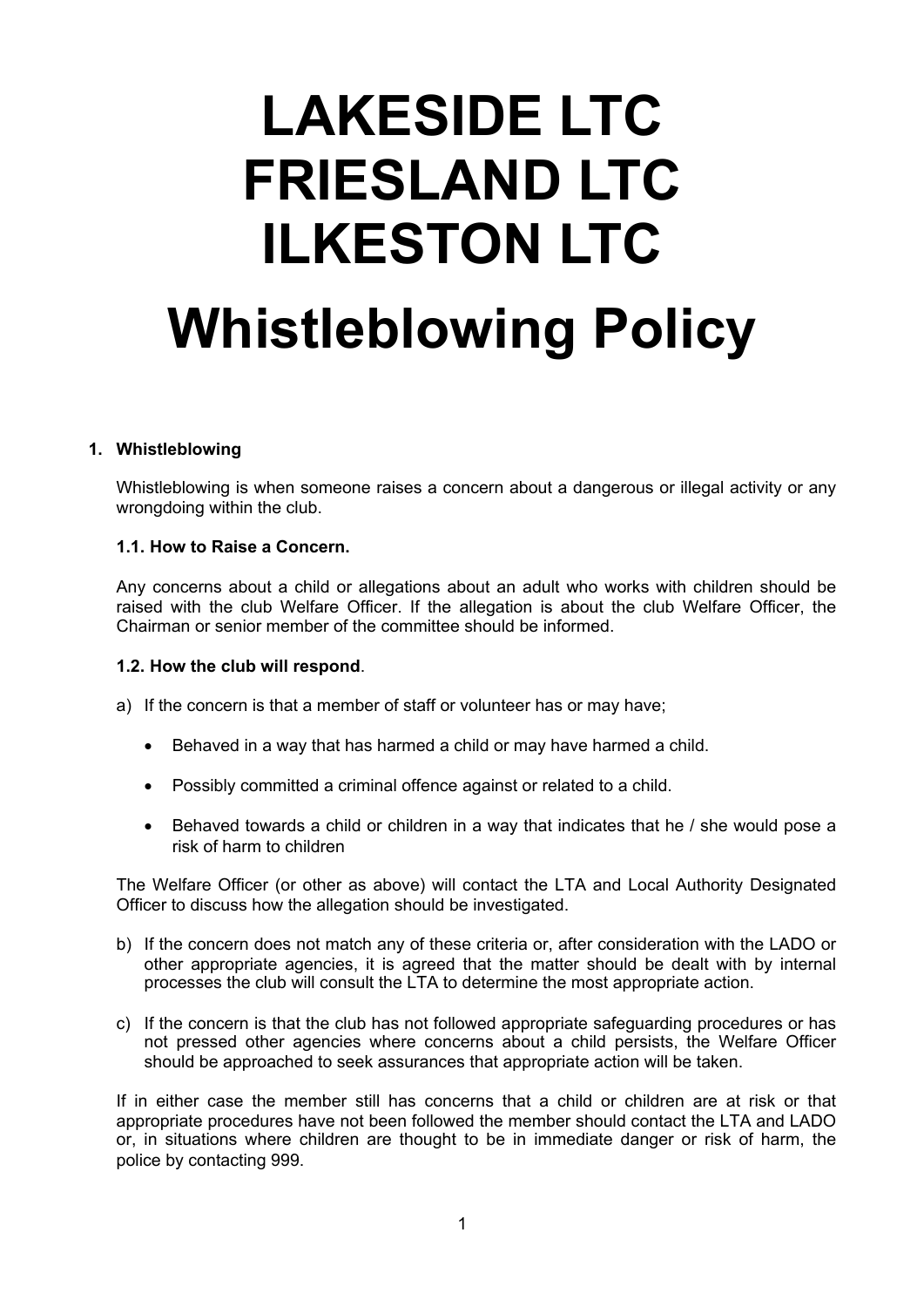# LAKESIDE LTC
# FRIESLAND LTC
# ILKESTON LTC
# Whistleblowing Policy

## 1. Whistleblowing

Whistleblowing is when someone raises a concern about a dangerous or illegal activity or any wrongdoing within the club.

### 1.1. How to Raise a Concern.

Any concerns about a child or allegations about an adult who works with children should be raised with the club Welfare Officer. If the allegation is about the club Welfare Officer, the Chairman or senior member of the committee should be informed.

### 1.2. How the club will respond.

a) If the concern is that a member of staff or volunteer has or may have;

- Behaved in a way that has harmed a child or may have harmed a child.
- Possibly committed a criminal offence against or related to a child.
- Behaved towards a child or children in a way that indicates that he / she would pose a risk of harm to children

The Welfare Officer (or other as above) will contact the LTA and Local Authority Designated Officer to discuss how the allegation should be investigated.

b) If the concern does not match any of these criteria or, after consideration with the LADO or other appropriate agencies, it is agreed that the matter should be dealt with by internal processes the club will consult the LTA to determine the most appropriate action.

c) If the concern is that the club has not followed appropriate safeguarding procedures or has not pressed other agencies where concerns about a child persists, the Welfare Officer should be approached to seek assurances that appropriate action will be taken.

If in either case the member still has concerns that a child or children are at risk or that appropriate procedures have not been followed the member should contact the LTA and LADO or, in situations where children are thought to be in immediate danger or risk of harm, the police by contacting 999.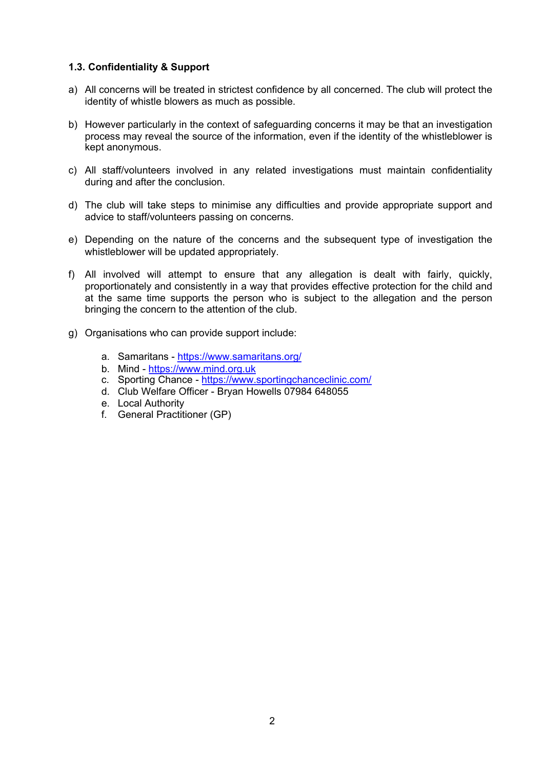### 1.3. Confidentiality & Support

a) All concerns will be treated in strictest confidence by all concerned. The club will protect the identity of whistle blowers as much as possible.

b) However particularly in the context of safeguarding concerns it may be that an investigation process may reveal the source of the information, even if the identity of the whistleblower is kept anonymous.

c) All staff/volunteers involved in any related investigations must maintain confidentiality during and after the conclusion.

d) The club will take steps to minimise any difficulties and provide appropriate support and advice to staff/volunteers passing on concerns.

e) Depending on the nature of the concerns and the subsequent type of investigation the whistleblower will be updated appropriately.

f) All involved will attempt to ensure that any allegation is dealt with fairly, quickly, proportionately and consistently in a way that provides effective protection for the child and at the same time supports the person who is subject to the allegation and the person bringing the concern to the attention of the club.

g) Organisations who can provide support include:

   a. Samaritans - https://www.samaritans.org/
   b. Mind - https://www.mind.org.uk
   c. Sporting Chance - https://www.sportingchanceclinic.com/
   d. Club Welfare Officer - Bryan Howells 07984 648055
   e. Local Authority
   f. General Practitioner (GP)